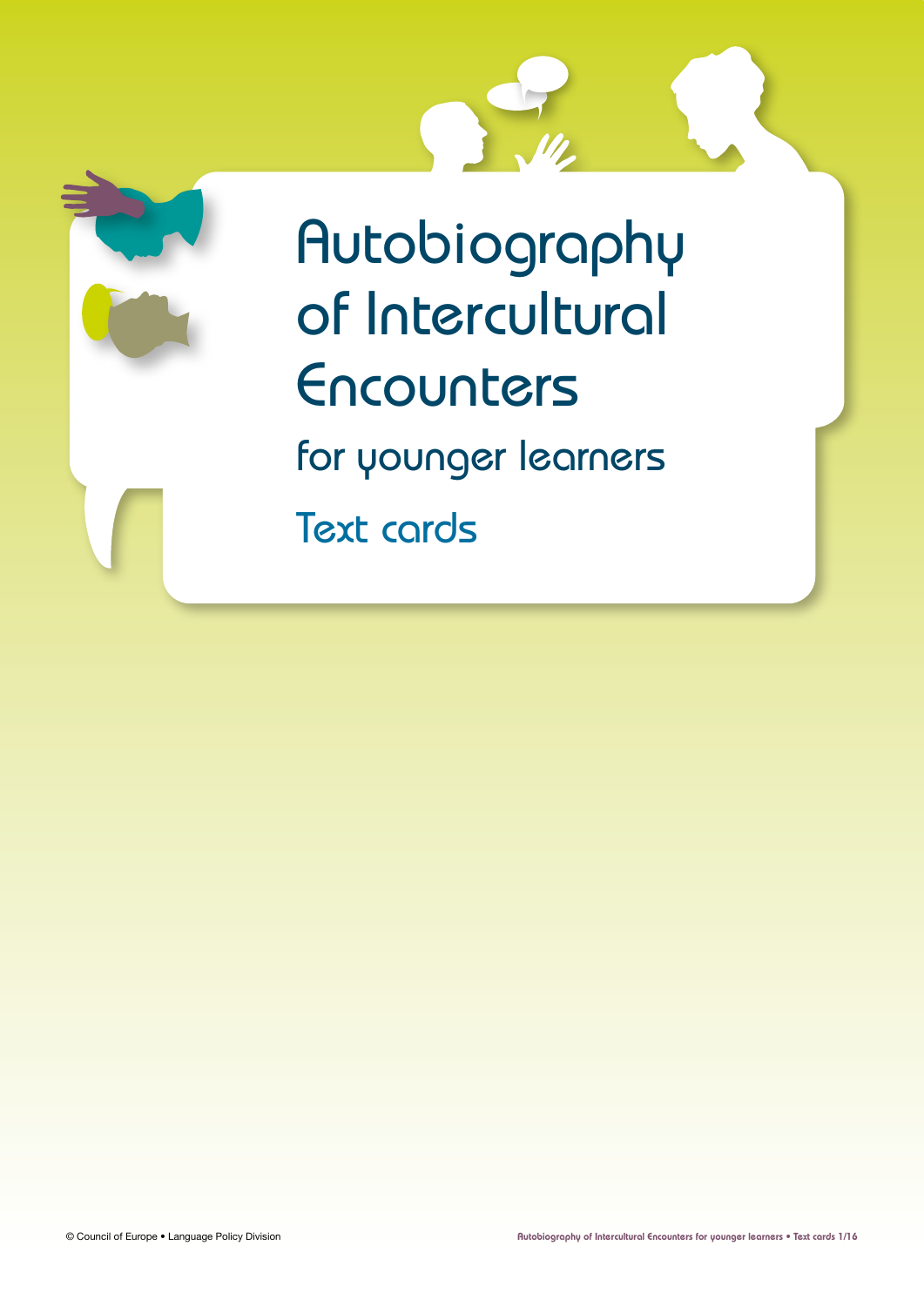# Autobiography of Intercultural Encounters

## for younger learners

## Text cards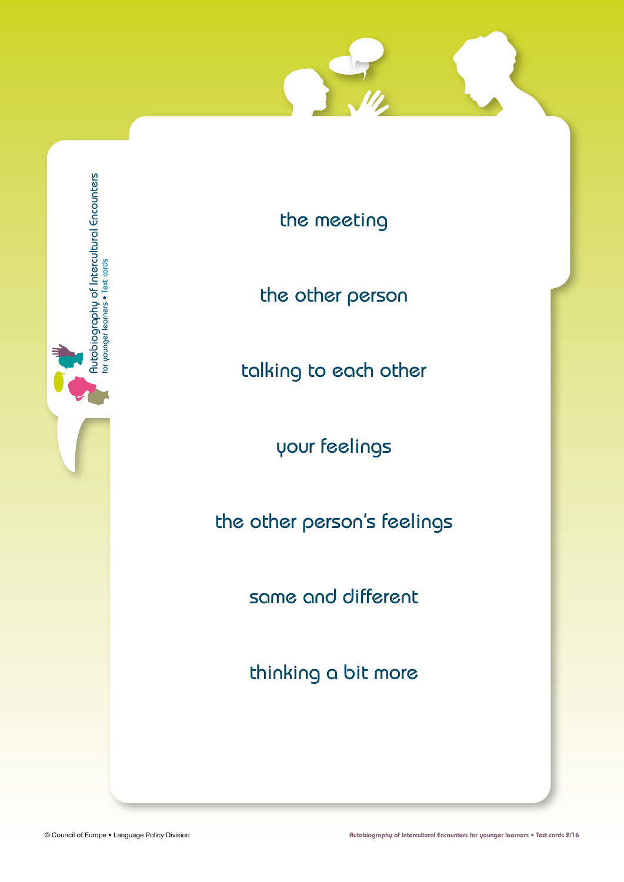the meeting

the other person

talking to each other

your feelings

the other person's feelings

same and different

thinking a bit more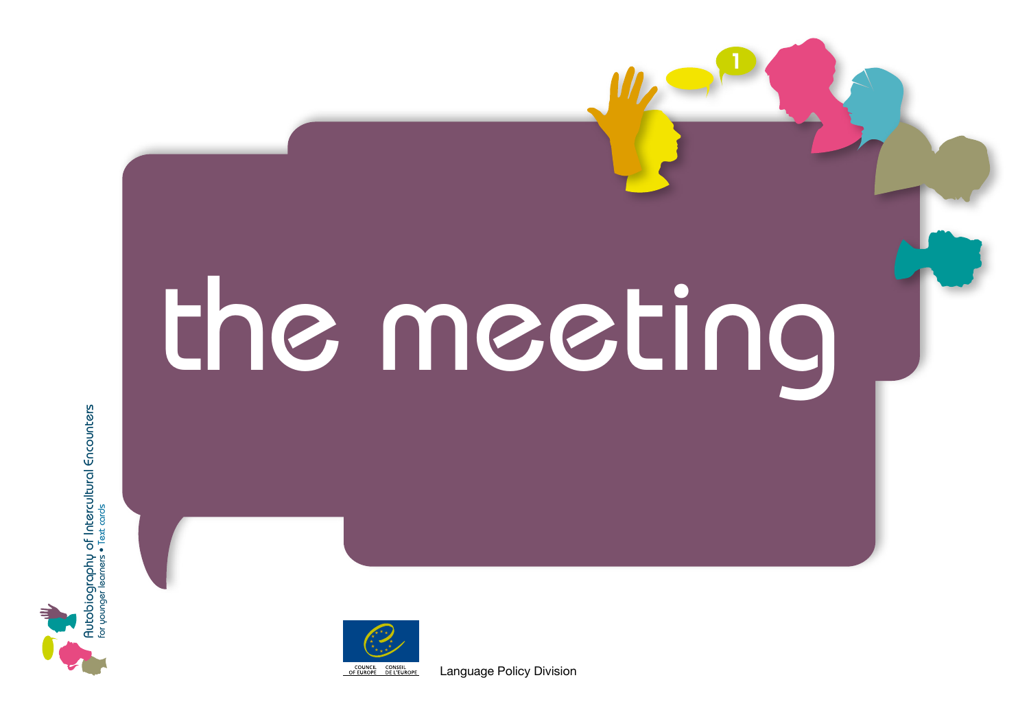# the meeting

Autobiography of Intercultural Encounters
for younger learners • Text cards

COUNCIL OF EUROPE CONSEIL DE L'EUROPE

Language Policy Division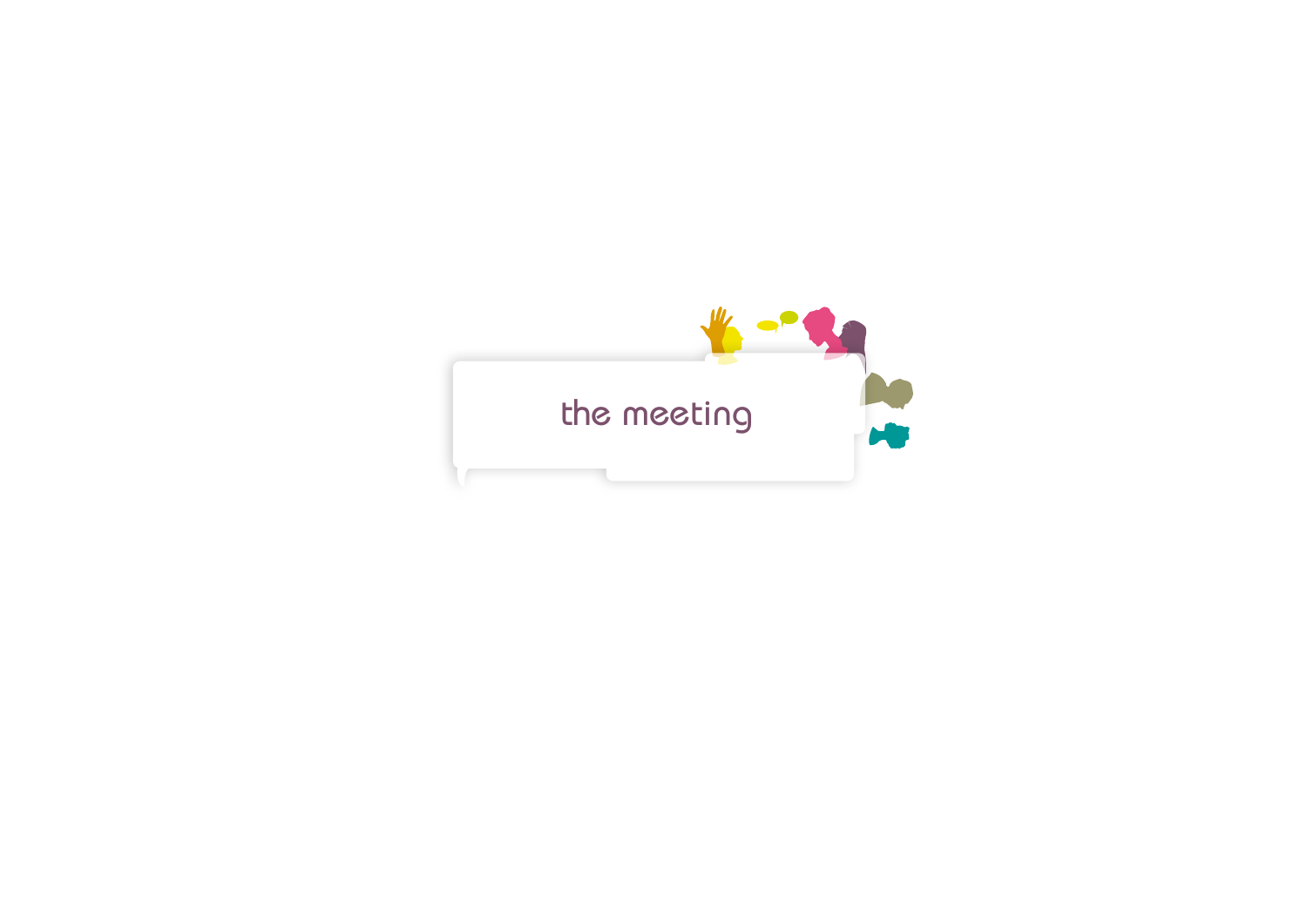# the meeting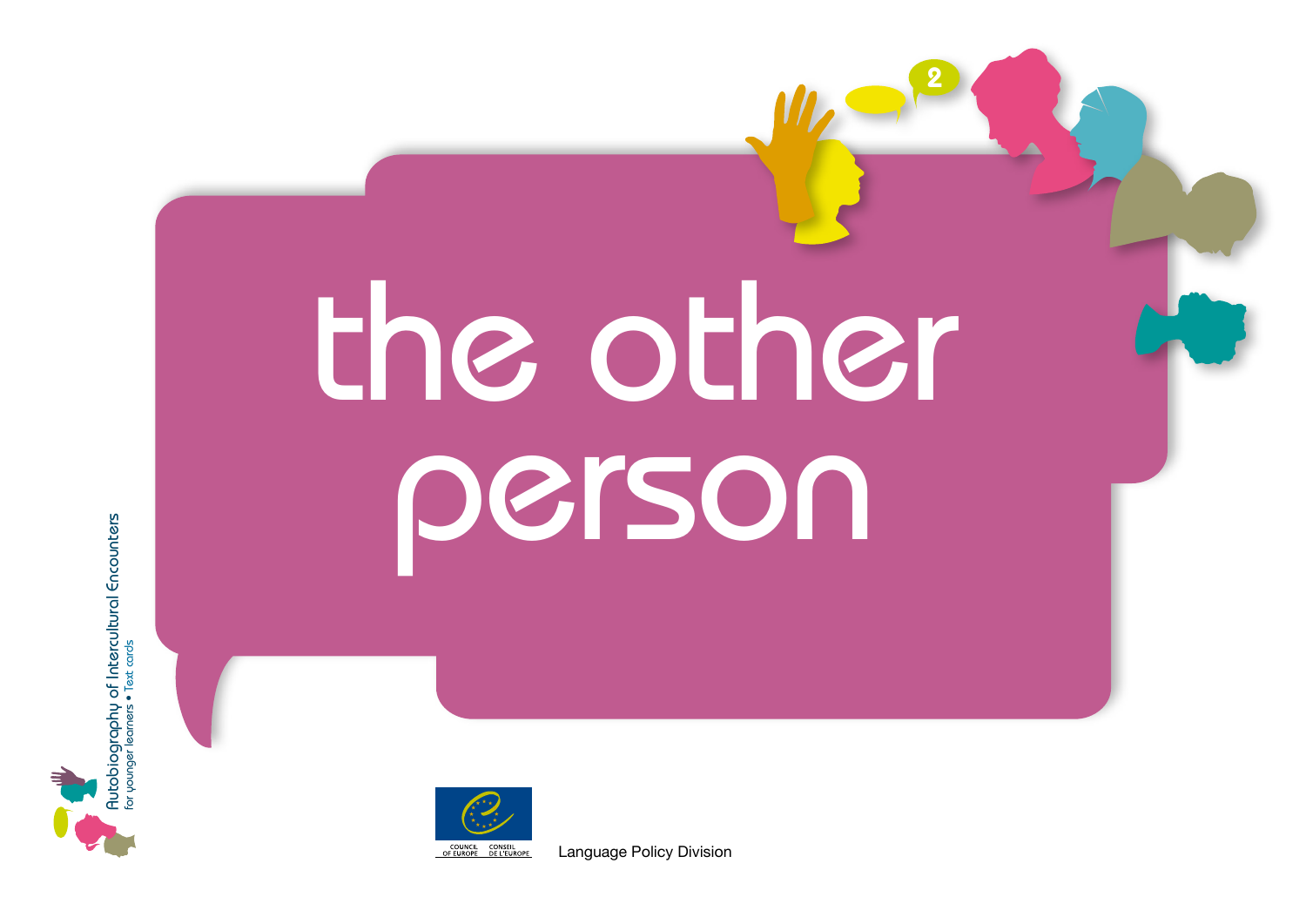# the other person

Autobiography of Intercultural Encounters for younger learners • Text cards

2

COUNCIL OF EUROPE CONSEIL DE L'EUROPE

Language Policy Division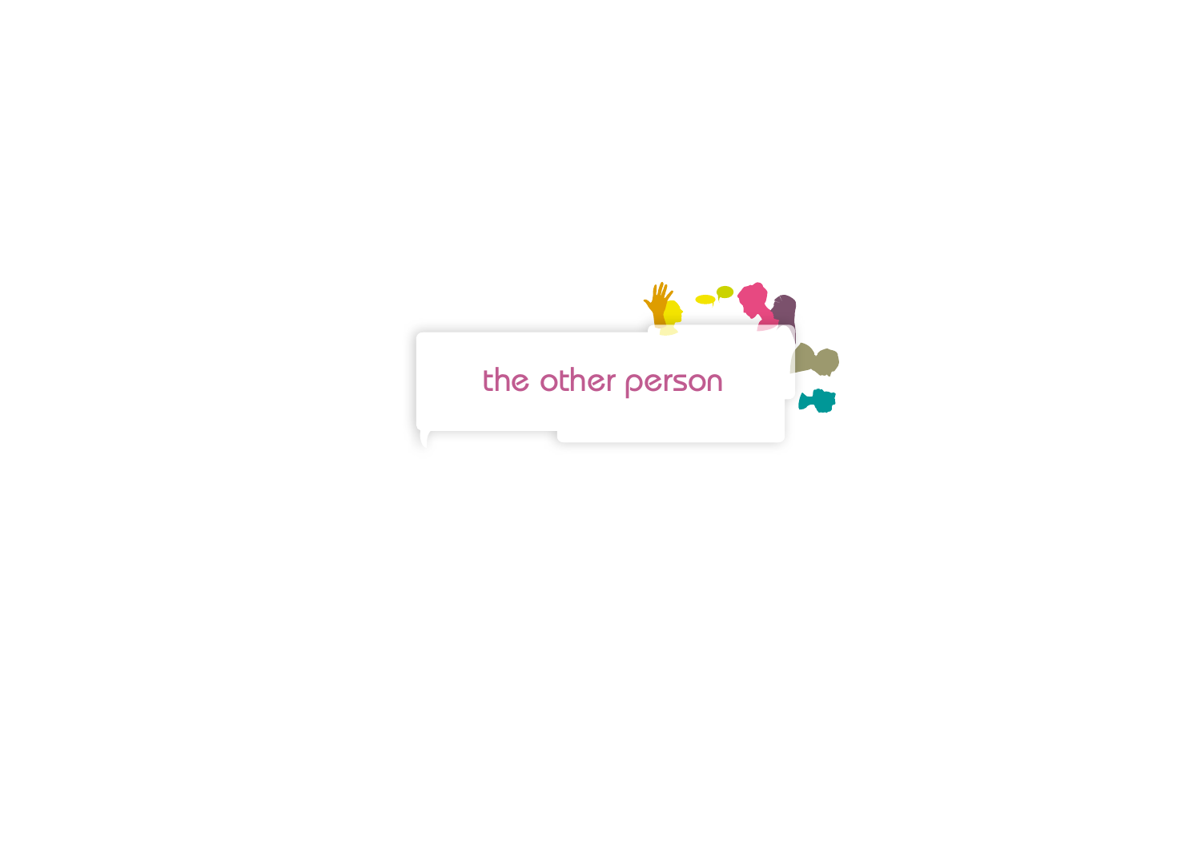the other person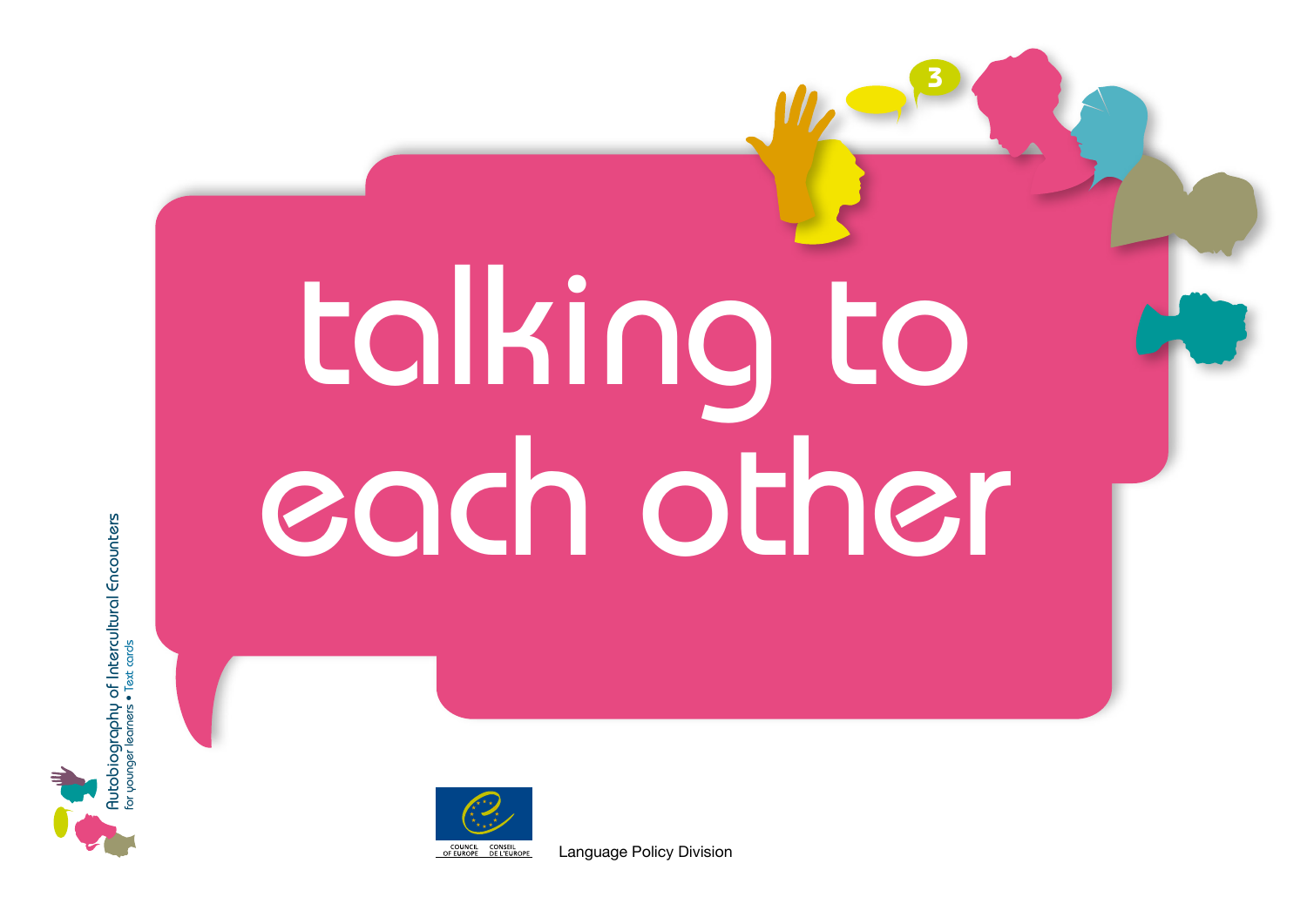# talking to each other

3

Autobiography of Intercultural Encounters
for younger learners • Text cards

COUNCIL OF EUROPE CONSEIL DE L'EUROPE

Language Policy Division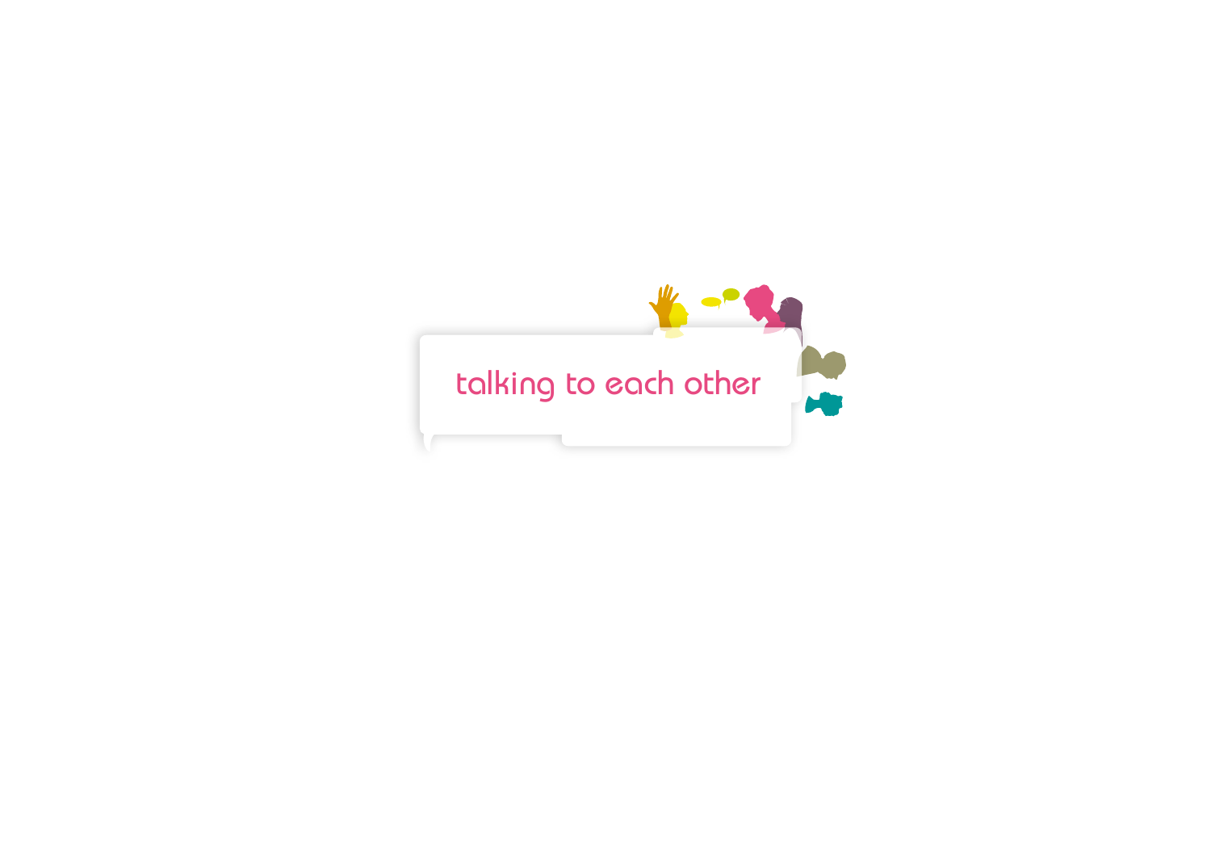talking to each other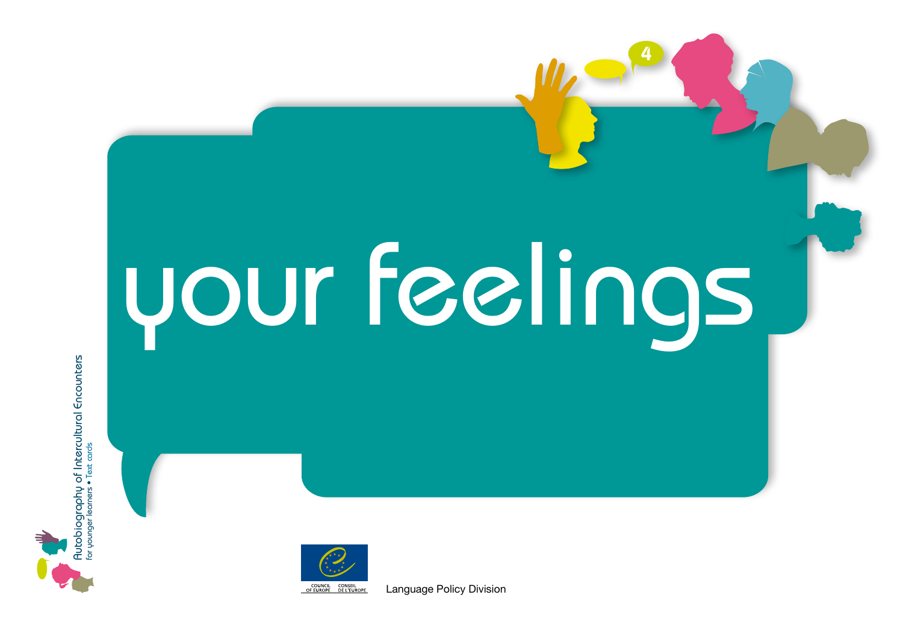# your feelings

4

Autobiography of Intercultural Encounters
for younger learners • Text cards

COUNCIL OF EUROPE CONSEIL DE L'EUROPE

Language Policy Division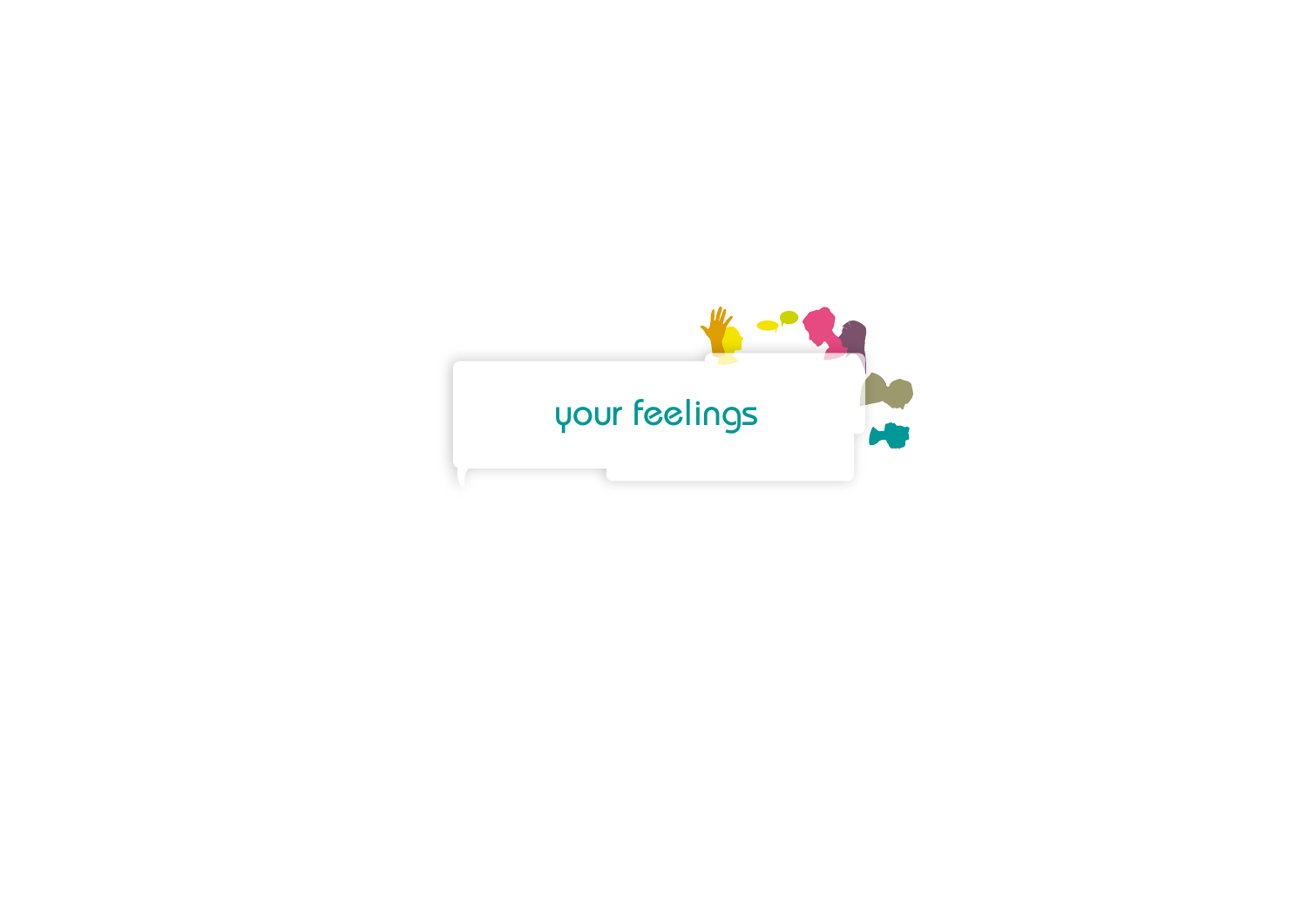# your feelings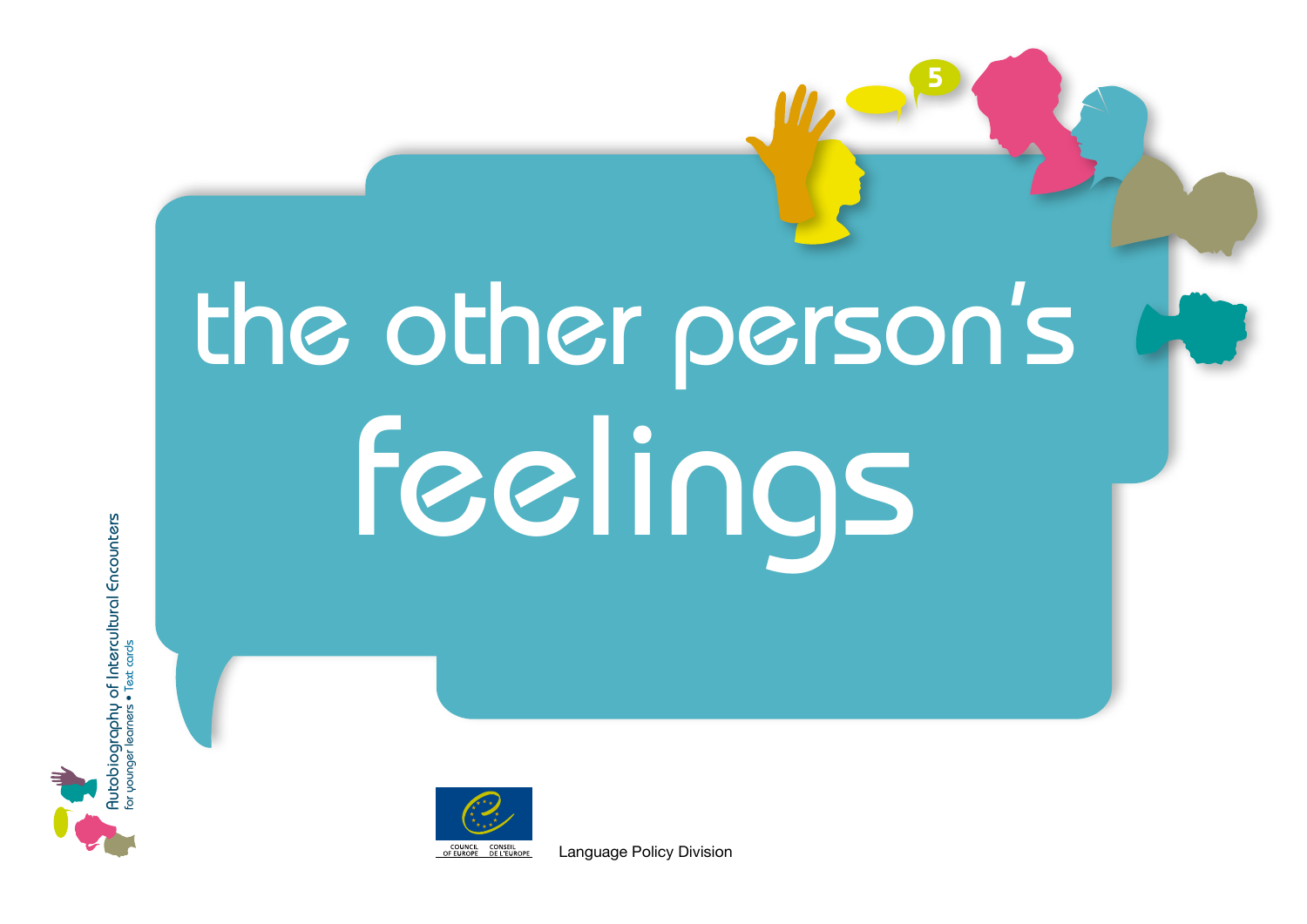5

# the other person's feelings

Autobiography of Intercultural Encounters
for younger learners • Text cards

COUNCIL OF EUROPE CONSEIL DE L'EUROPE

Language Policy Division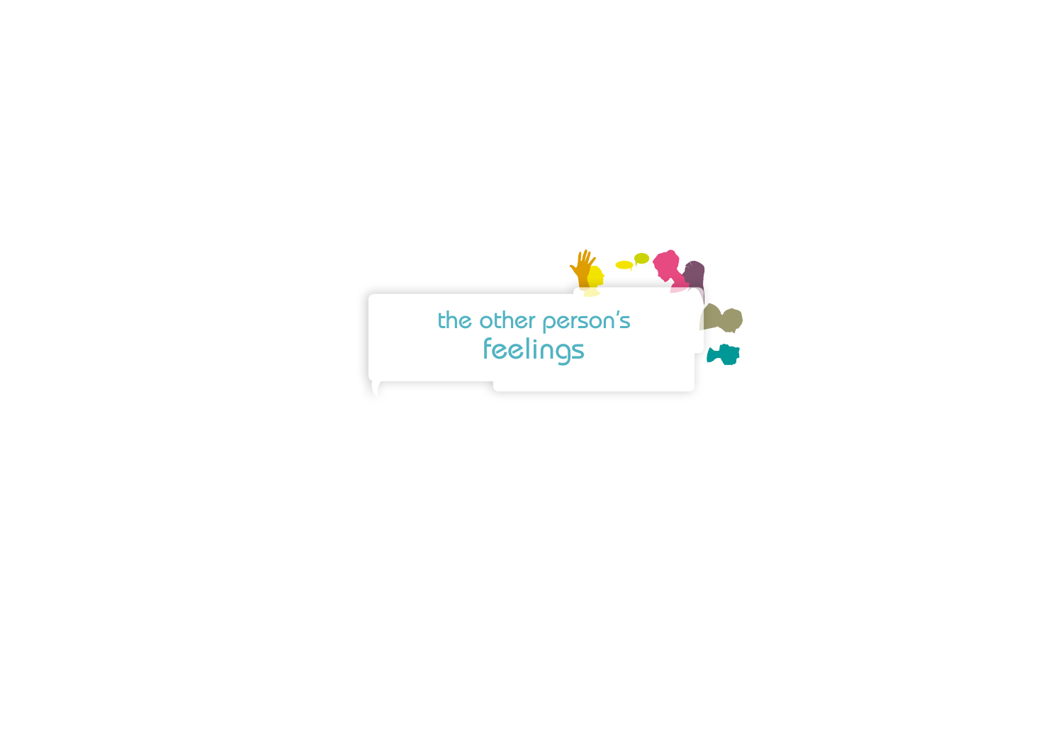# the other person's feelings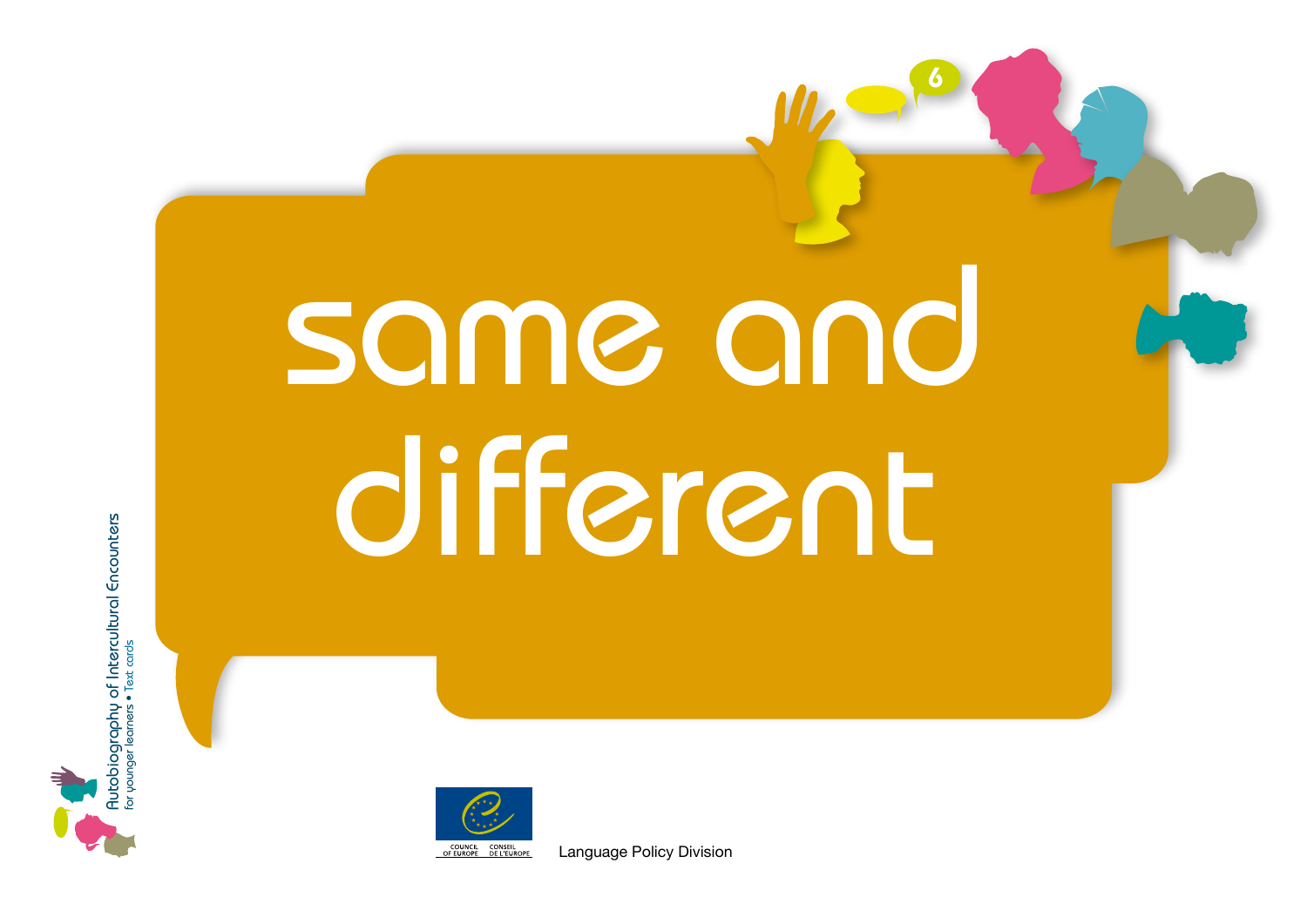# same and different

6

Autobiography of Intercultural Encounters
for younger learners • Text cards

COUNCIL OF EUROPE CONSEIL DE L'EUROPE

Language Policy Division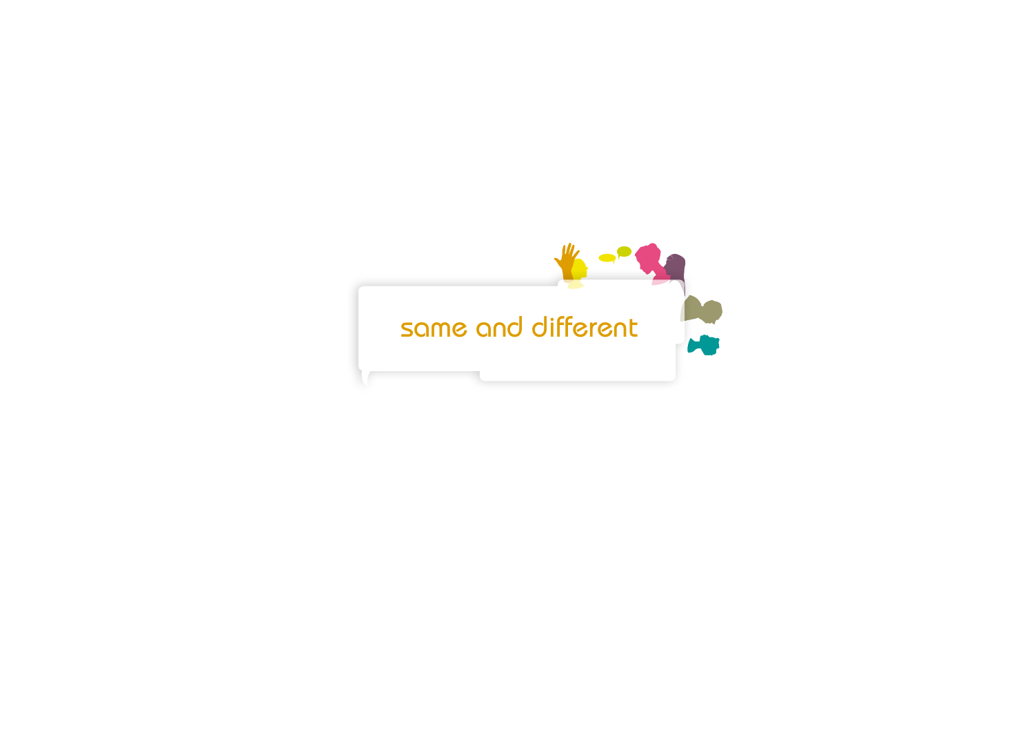same and different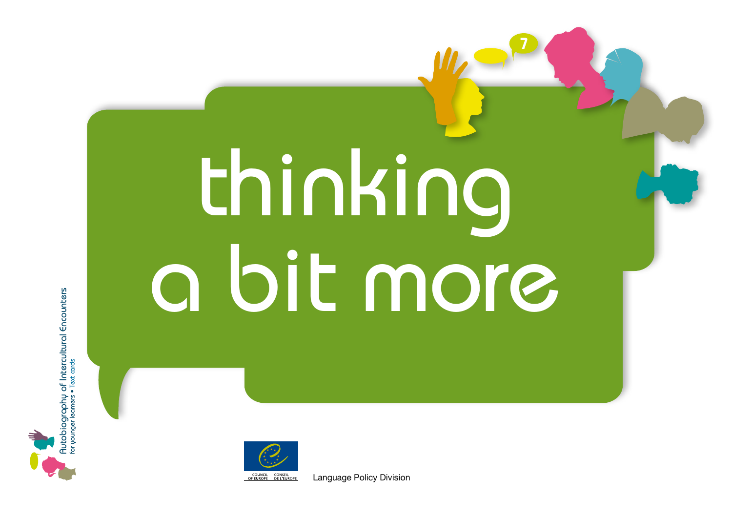# thinking a bit more

7

Autobiography of Intercultural Encounters
for younger learners • Text cards

COUNCIL OF EUROPE CONSEIL DE L'EUROPE

Language Policy Division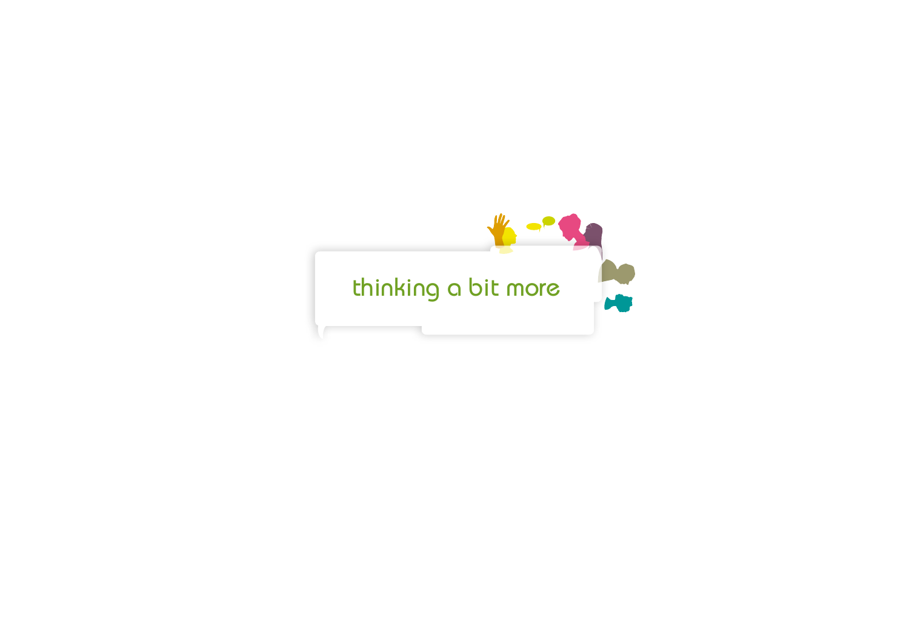thinking a bit more